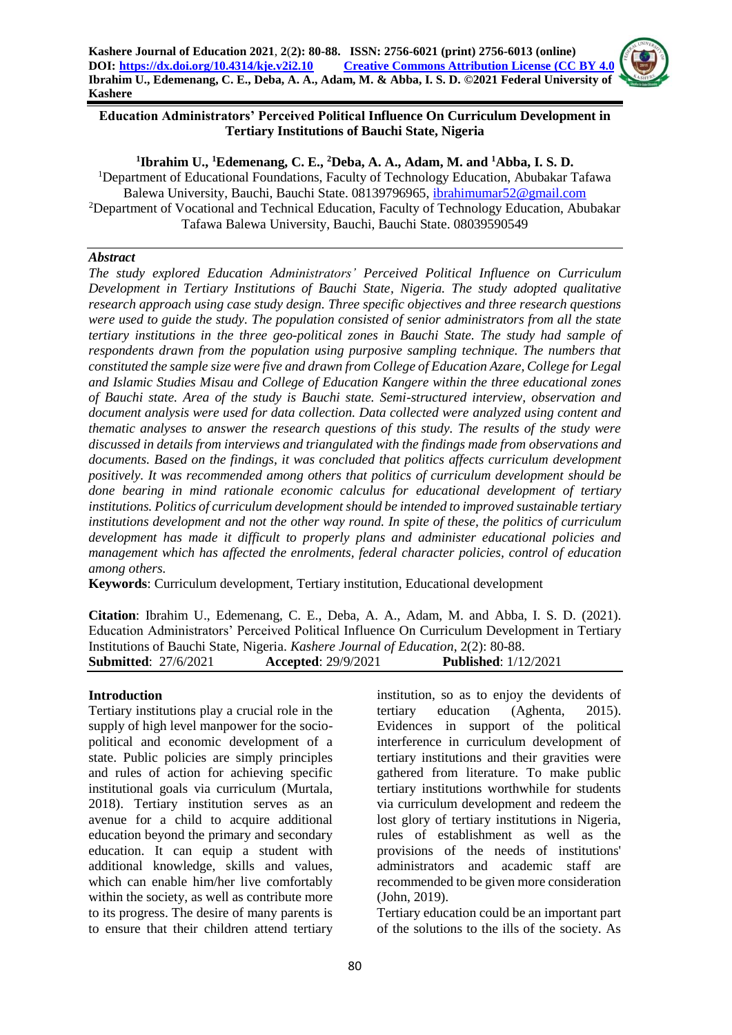# Education Administrators' Perceived Political Influence On Curriculum Development in Tertiary Institutions of Bauchi State, Nigeria

**[1]Ibrahim U., [1]Edemenang, C. E., [2]Deba, A. A., Adam, M. and [1]Abba, I. S. D.**

[1]Department of Educational Foundations, Faculty of Technology Education, Abubakar Tafawa Balewa University, Bauchi, Bauchi State. 08139796965, ibrahimumar52@gmail.com

[2]Department of Vocational and Technical Education, Faculty of Technology Education, Abubakar Tafawa Balewa University, Bauchi, Bauchi State. 08039590549

## *Abstract*

*The study explored Education Administrators' Perceived Political Influence on Curriculum Development in Tertiary Institutions of Bauchi State, Nigeria. The study adopted qualitative research approach using case study design. Three specific objectives and three research questions were used to guide the study. The population consisted of senior administrators from all the state tertiary institutions in the three geo-political zones in Bauchi State. The study had sample of respondents drawn from the population using purposive sampling technique. The numbers that constituted the sample size were five and drawn from College of Education Azare, College for Legal and Islamic Studies Misau and College of Education Kangere within the three educational zones of Bauchi state. Area of the study is Bauchi state. Semi-structured interview, observation and document analysis were used for data collection. Data collected were analyzed using content and thematic analyses to answer the research questions of this study. The results of the study were discussed in details from interviews and triangulated with the findings made from observations and documents. Based on the findings, it was concluded that politics affects curriculum development positively. It was recommended among others that politics of curriculum development should be done bearing in mind rationale economic calculus for educational development of tertiary institutions. Politics of curriculum development should be intended to improved sustainable tertiary institutions development and not the other way round. In spite of these, the politics of curriculum development has made it difficult to properly plans and administer educational policies and management which has affected the enrolments, federal character policies, control of education among others.*

**Keywords**: Curriculum development, Tertiary institution, Educational development

**Citation**: Ibrahim U., Edemenang, C. E., Deba, A. A., Adam, M. and Abba, I. S. D. (2021). Education Administrators' Perceived Political Influence On Curriculum Development in Tertiary Institutions of Bauchi State, Nigeria. *Kashere Journal of Education*, 2(2): 80-88.

**Submitted**: 27/6/2021 **Accepted**: 29/9/2021 **Published**: 1/12/2021

## Introduction

Tertiary institutions play a crucial role in the supply of high level manpower for the socio-political and economic development of a state. Public policies are simply principles and rules of action for achieving specific institutional goals via curriculum (Murtala, 2018). Tertiary institution serves as an avenue for a child to acquire additional education beyond the primary and secondary education. It can equip a student with additional knowledge, skills and values, which can enable him/her live comfortably within the society, as well as contribute more to its progress. The desire of many parents is to ensure that their children attend tertiary institution, so as to enjoy the devidents of tertiary education (Aghenta, 2015). Evidences in support of the political interference in curriculum development of tertiary institutions and their gravities were gathered from literature. To make public tertiary institutions worthwhile for students via curriculum development and redeem the lost glory of tertiary institutions in Nigeria, rules of establishment as well as the provisions of the needs of institutions' administrators and academic staff are recommended to be given more consideration (John, 2019).

Tertiary education could be an important part of the solutions to the ills of the society. As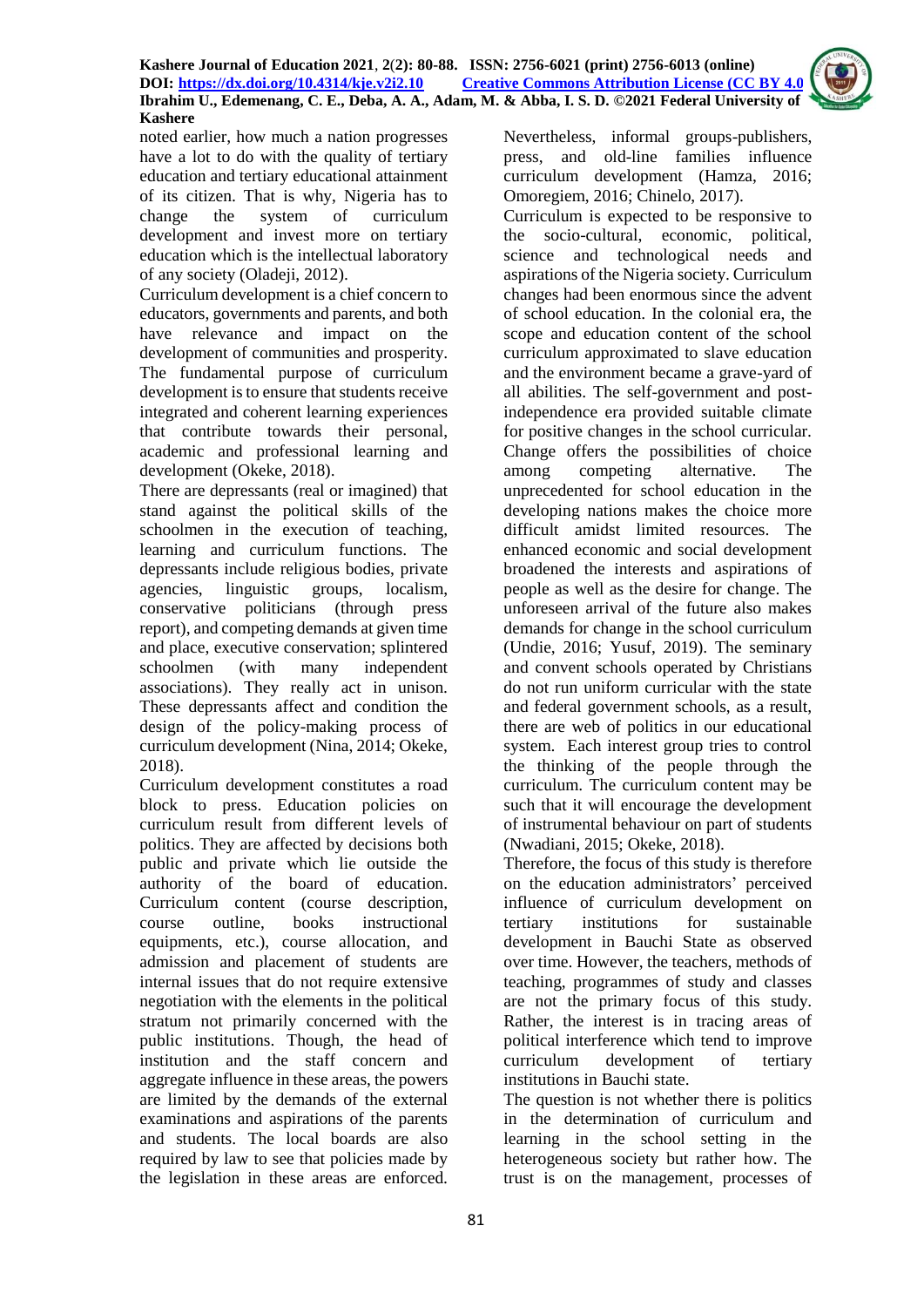noted earlier, how much a nation progresses have a lot to do with the quality of tertiary education and tertiary educational attainment of its citizen. That is why, Nigeria has to change the system of curriculum development and invest more on tertiary education which is the intellectual laboratory of any society (Oladeji, 2012).

Curriculum development is a chief concern to educators, governments and parents, and both have relevance and impact on the development of communities and prosperity. The fundamental purpose of curriculum development is to ensure that students receive integrated and coherent learning experiences that contribute towards their personal, academic and professional learning and development (Okeke, 2018).

There are depressants (real or imagined) that stand against the political skills of the schoolmen in the execution of teaching, learning and curriculum functions. The depressants include religious bodies, private agencies, linguistic groups, localism, conservative politicians (through press report), and competing demands at given time and place, executive conservation; splintered schoolmen (with many independent associations). They really act in unison. These depressants affect and condition the design of the policy-making process of curriculum development (Nina, 2014; Okeke, 2018).

Curriculum development constitutes a road block to press. Education policies on curriculum result from different levels of politics. They are affected by decisions both public and private which lie outside the authority of the board of education. Curriculum content (course description, course outline, books instructional equipments, etc.), course allocation, and admission and placement of students are internal issues that do not require extensive negotiation with the elements in the political stratum not primarily concerned with the public institutions. Though, the head of institution and the staff concern and aggregate influence in these areas, the powers are limited by the demands of the external examinations and aspirations of the parents and students. The local boards are also required by law to see that policies made by the legislation in these areas are enforced. Nevertheless, informal groups-publishers, press, and old-line families influence curriculum development (Hamza, 2016; Omoregiem, 2016; Chinelo, 2017).

Curriculum is expected to be responsive to the socio-cultural, economic, political, science and technological needs and aspirations of the Nigeria society. Curriculum changes had been enormous since the advent of school education. In the colonial era, the scope and education content of the school curriculum approximated to slave education and the environment became a grave-yard of all abilities. The self-government and post-independence era provided suitable climate for positive changes in the school curricular. Change offers the possibilities of choice among competing alternative. The unprecedented for school education in the developing nations makes the choice more difficult amidst limited resources. The enhanced economic and social development broadened the interests and aspirations of people as well as the desire for change. The unforeseen arrival of the future also makes demands for change in the school curriculum (Undie, 2016; Yusuf, 2019). The seminary and convent schools operated by Christians do not run uniform curricular with the state and federal government schools, as a result, there are web of politics in our educational system. Each interest group tries to control the thinking of the people through the curriculum. The curriculum content may be such that it will encourage the development of instrumental behaviour on part of students (Nwadiani, 2015; Okeke, 2018).

Therefore, the focus of this study is therefore on the education administrators' perceived influence of curriculum development on tertiary institutions for sustainable development in Bauchi State as observed over time. However, the teachers, methods of teaching, programmes of study and classes are not the primary focus of this study. Rather, the interest is in tracing areas of political interference which tend to improve curriculum development of tertiary institutions in Bauchi state.

The question is not whether there is politics in the determination of curriculum and learning in the school setting in the heterogeneous society but rather how. The trust is on the management, processes of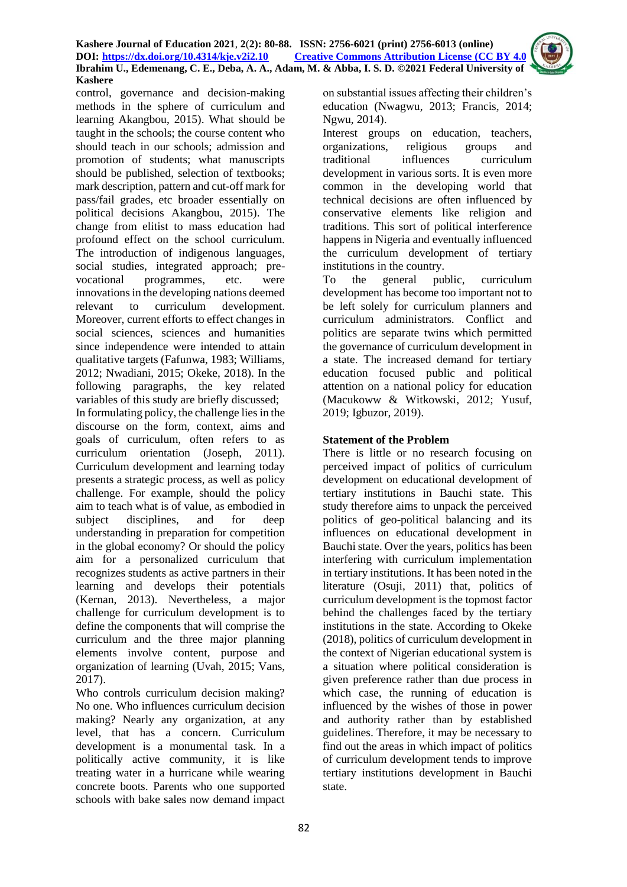control, governance and decision-making methods in the sphere of curriculum and learning Akangbou, 2015). What should be taught in the schools; the course content who should teach in our schools; admission and promotion of students; what manuscripts should be published, selection of textbooks; mark description, pattern and cut-off mark for pass/fail grades, etc broader essentially on political decisions Akangbou, 2015). The change from elitist to mass education had profound effect on the school curriculum. The introduction of indigenous languages, social studies, integrated approach; pre-vocational programmes, etc. were innovations in the developing nations deemed relevant to curriculum development. Moreover, current efforts to effect changes in social sciences, sciences and humanities since independence were intended to attain qualitative targets (Fafunwa, 1983; Williams, 2012; Nwadiani, 2015; Okeke, 2018). In the following paragraphs, the key related variables of this study are briefly discussed;

In formulating policy, the challenge lies in the discourse on the form, context, aims and goals of curriculum, often refers to as curriculum orientation (Joseph, 2011). Curriculum development and learning today presents a strategic process, as well as policy challenge. For example, should the policy aim to teach what is of value, as embodied in subject disciplines, and for deep understanding in preparation for competition in the global economy? Or should the policy aim for a personalized curriculum that recognizes students as active partners in their learning and develops their potentials (Kernan, 2013). Nevertheless, a major challenge for curriculum development is to define the components that will comprise the curriculum and the three major planning elements involve content, purpose and organization of learning (Uvah, 2015; Vans, 2017).

Who controls curriculum decision making? No one. Who influences curriculum decision making? Nearly any organization, at any level, that has a concern. Curriculum development is a monumental task. In a politically active community, it is like treating water in a hurricane while wearing concrete boots. Parents who one supported schools with bake sales now demand impact on substantial issues affecting their children's education (Nwagwu, 2013; Francis, 2014; Ngwu, 2014).

Interest groups on education, teachers, organizations, religious groups and traditional influences curriculum development in various sorts. It is even more common in the developing world that technical decisions are often influenced by conservative elements like religion and traditions. This sort of political interference happens in Nigeria and eventually influenced the curriculum development of tertiary institutions in the country.

To the general public, curriculum development has become too important not to be left solely for curriculum planners and curriculum administrators. Conflict and politics are separate twins which permitted the governance of curriculum development in a state. The increased demand for tertiary education focused public and political attention on a national policy for education (Macukoww & Witkowski, 2012; Yusuf, 2019; Igbuzor, 2019).

**Statement of the Problem**

There is little or no research focusing on perceived impact of politics of curriculum development on educational development of tertiary institutions in Bauchi state. This study therefore aims to unpack the perceived politics of geo-political balancing and its influences on educational development in Bauchi state. Over the years, politics has been interfering with curriculum implementation in tertiary institutions. It has been noted in the literature (Osuji, 2011) that, politics of curriculum development is the topmost factor behind the challenges faced by the tertiary institutions in the state. According to Okeke (2018), politics of curriculum development in the context of Nigerian educational system is a situation where political consideration is given preference rather than due process in which case, the running of education is influenced by the wishes of those in power and authority rather than by established guidelines. Therefore, it may be necessary to find out the areas in which impact of politics of curriculum development tends to improve tertiary institutions development in Bauchi state.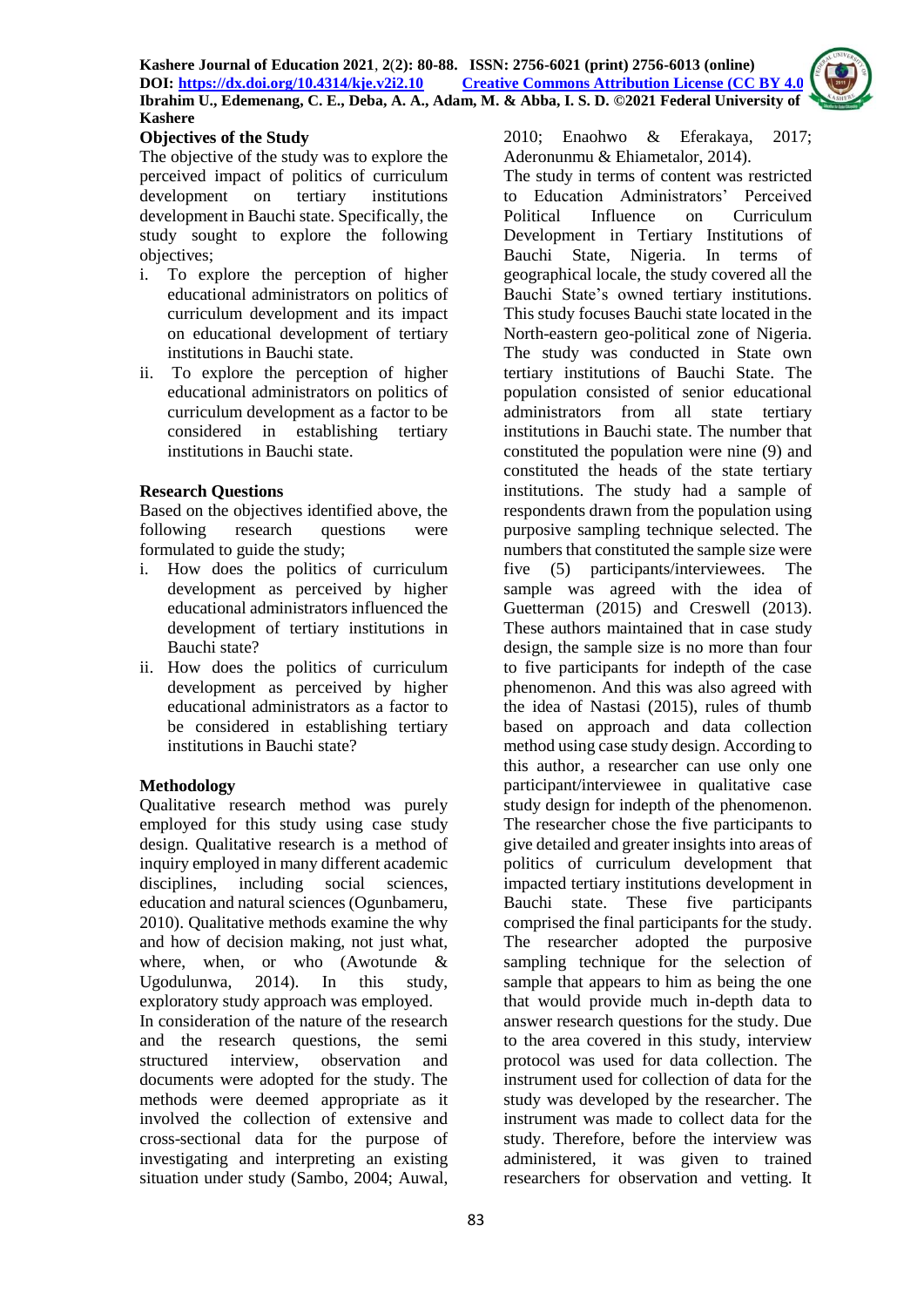## Objectives of the Study

The objective of the study was to explore the perceived impact of politics of curriculum development on tertiary institutions development in Bauchi state. Specifically, the study sought to explore the following objectives;

i. To explore the perception of higher educational administrators on politics of curriculum development and its impact on educational development of tertiary institutions in Bauchi state.
ii. To explore the perception of higher educational administrators on politics of curriculum development as a factor to be considered in establishing tertiary institutions in Bauchi state.

## Research Questions

Based on the objectives identified above, the following research questions were formulated to guide the study;

i. How does the politics of curriculum development as perceived by higher educational administrators influenced the development of tertiary institutions in Bauchi state?
ii. How does the politics of curriculum development as perceived by higher educational administrators as a factor to be considered in establishing tertiary institutions in Bauchi state?

## Methodology

Qualitative research method was purely employed for this study using case study design. Qualitative research is a method of inquiry employed in many different academic disciplines, including social sciences, education and natural sciences (Ogunbameru, 2010). Qualitative methods examine the why and how of decision making, not just what, where, when, or who (Awotunde & Ugodulunwa, 2014). In this study, exploratory study approach was employed.

In consideration of the nature of the research and the research questions, the semi structured interview, observation and documents were adopted for the study. The methods were deemed appropriate as it involved the collection of extensive and cross-sectional data for the purpose of investigating and interpreting an existing situation under study (Sambo, 2004; Auwal, 2010; Enaohwo & Eferakaya, 2017; Aderonunmu & Ehiametalor, 2014).

The study in terms of content was restricted to Education Administrators' Perceived Political Influence on Curriculum Development in Tertiary Institutions of Bauchi State, Nigeria. In terms of geographical locale, the study covered all the Bauchi State's owned tertiary institutions. This study focuses Bauchi state located in the North-eastern geo-political zone of Nigeria. The study was conducted in State own tertiary institutions of Bauchi State. The population consisted of senior educational administrators from all state tertiary institutions in Bauchi state. The number that constituted the population were nine (9) and constituted the heads of the state tertiary institutions. The study had a sample of respondents drawn from the population using purposive sampling technique selected. The numbers that constituted the sample size were five (5) participants/interviewees. The sample was agreed with the idea of Guetterman (2015) and Creswell (2013). These authors maintained that in case study design, the sample size is no more than four to five participants for indepth of the case phenomenon. And this was also agreed with the idea of Nastasi (2015), rules of thumb based on approach and data collection method using case study design. According to this author, a researcher can use only one participant/interviewee in qualitative case study design for indepth of the phenomenon. The researcher chose the five participants to give detailed and greater insights into areas of politics of curriculum development that impacted tertiary institutions development in Bauchi state. These five participants comprised the final participants for the study. The researcher adopted the purposive sampling technique for the selection of sample that appears to him as being the one that would provide much in-depth data to answer research questions for the study. Due to the area covered in this study, interview protocol was used for data collection. The instrument used for collection of data for the study was developed by the researcher. The instrument was made to collect data for the study. Therefore, before the interview was administered, it was given to trained researchers for observation and vetting. It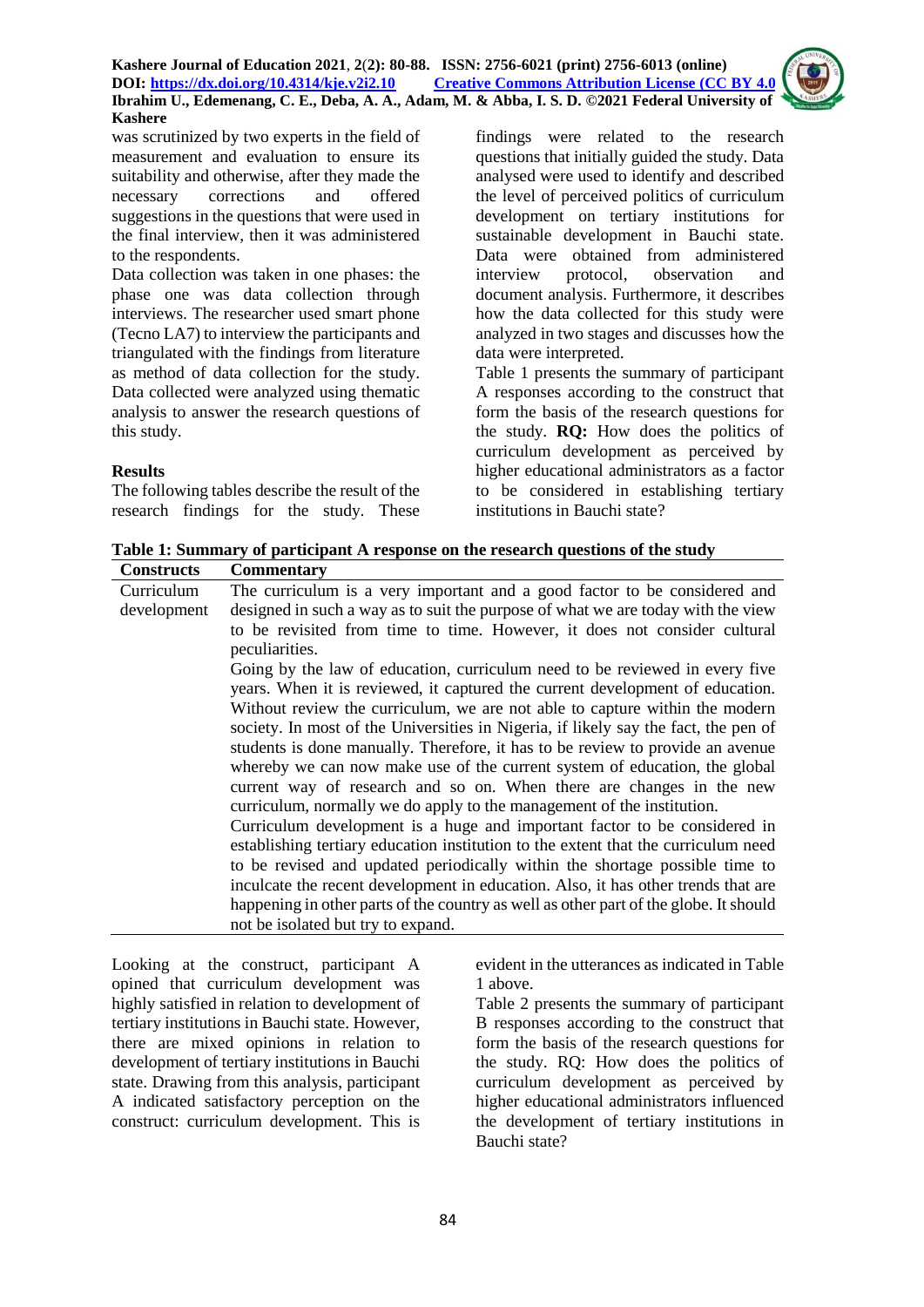was scrutinized by two experts in the field of measurement and evaluation to ensure its suitability and otherwise, after they made the necessary corrections and offered suggestions in the questions that were used in the final interview, then it was administered to the respondents.

Data collection was taken in one phases: the phase one was data collection through interviews. The researcher used smart phone (Tecno LA7) to interview the participants and triangulated with the findings from literature as method of data collection for the study. Data collected were analyzed using thematic analysis to answer the research questions of this study.

## Results

The following tables describe the result of the research findings for the study. These findings were related to the research questions that initially guided the study. Data analysed were used to identify and described the level of perceived politics of curriculum development on tertiary institutions for sustainable development in Bauchi state. Data were obtained from administered interview protocol, observation and document analysis. Furthermore, it describes how the data collected for this study were analyzed in two stages and discusses how the data were interpreted.

Table 1 presents the summary of participant A responses according to the construct that form the basis of the research questions for the study. **RQ:** How does the politics of curriculum development as perceived by higher educational administrators as a factor to be considered in establishing tertiary institutions in Bauchi state?

**Table 1: Summary of participant A response on the research questions of the study**

| Constructs | Commentary |
|---|---|
| Curriculum development | The curriculum is a very important and a good factor to be considered and designed in such a way as to suit the purpose of what we are today with the view to be revisited from time to time. However, it does not consider cultural peculiarities.<br>Going by the law of education, curriculum need to be reviewed in every five years. When it is reviewed, it captured the current development of education. Without review the curriculum, we are not able to capture within the modern society. In most of the Universities in Nigeria, if likely say the fact, the pen of students is done manually. Therefore, it has to be review to provide an avenue whereby we can now make use of the current system of education, the global current way of research and so on. When there are changes in the new curriculum, normally we do apply to the management of the institution.<br>Curriculum development is a huge and important factor to be considered in establishing tertiary education institution to the extent that the curriculum need to be revised and updated periodically within the shortage possible time to inculcate the recent development in education. Also, it has other trends that are happening in other parts of the country as well as other part of the globe. It should not be isolated but try to expand. |

Looking at the construct, participant A opined that curriculum development was highly satisfied in relation to development of tertiary institutions in Bauchi state. However, there are mixed opinions in relation to development of tertiary institutions in Bauchi state. Drawing from this analysis, participant A indicated satisfactory perception on the construct: curriculum development. This is evident in the utterances as indicated in Table 1 above.

Table 2 presents the summary of participant B responses according to the construct that form the basis of the research questions for the study. RQ: How does the politics of curriculum development as perceived by higher educational administrators influenced the development of tertiary institutions in Bauchi state?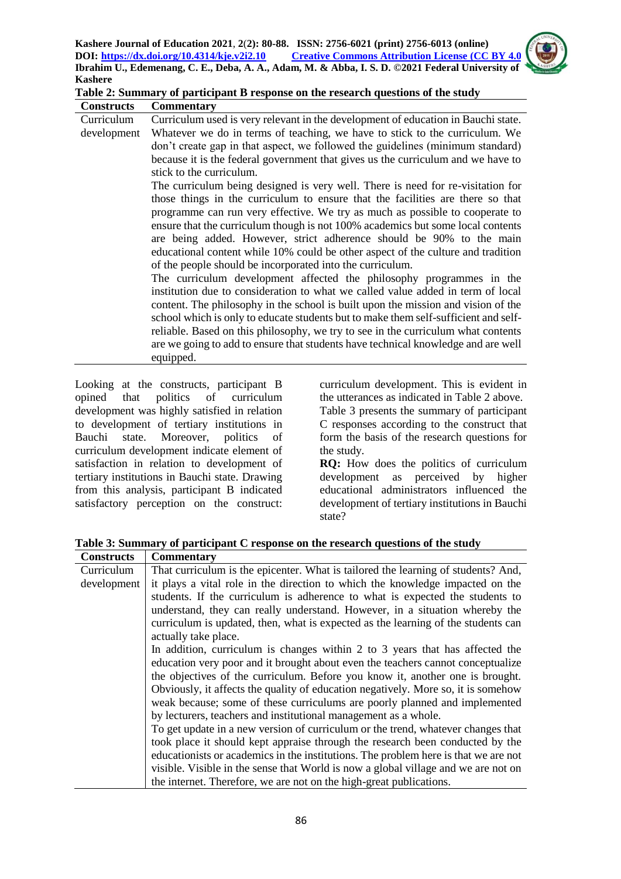**Table 2: Summary of participant B response on the research questions of the study**

| Constructs | Commentary |
|---|---|
| Curriculum development | Curriculum used is very relevant in the development of education in Bauchi state. Whatever we do in terms of teaching, we have to stick to the curriculum. We don't create gap in that aspect, we followed the guidelines (minimum standard) because it is the federal government that gives us the curriculum and we have to stick to the curriculum.<br>The curriculum being designed is very well. There is need for re-visitation for those things in the curriculum to ensure that the facilities are there so that programme can run very effective. We try as much as possible to cooperate to ensure that the curriculum though is not 100% academics but some local contents are being added. However, strict adherence should be 90% to the main educational content while 10% could be other aspect of the culture and tradition of the people should be incorporated into the curriculum.<br>The curriculum development affected the philosophy programmes in the institution due to consideration to what we called value added in term of local content. The philosophy in the school is built upon the mission and vision of the school which is only to educate students but to make them self-sufficient and self-reliable. Based on this philosophy, we try to see in the curriculum what contents are we going to add to ensure that students have technical knowledge and are well equipped. |

Looking at the constructs, participant B opined that politics of curriculum development was highly satisfied in relation to development of tertiary institutions in Bauchi state. Moreover, politics of curriculum development indicate element of satisfaction in relation to development of tertiary institutions in Bauchi state. Drawing from this analysis, participant B indicated satisfactory perception on the construct: curriculum development. This is evident in the utterances as indicated in Table 2 above. Table 3 presents the summary of participant C responses according to the construct that form the basis of the research questions for the study.

**RQ:** How does the politics of curriculum development as perceived by higher educational administrators influenced the development of tertiary institutions in Bauchi state?

**Table 3: Summary of participant C response on the research questions of the study**

| Constructs | Commentary |
|---|---|
| Curriculum development | That curriculum is the epicenter. What is tailored the learning of students? And, it plays a vital role in the direction to which the knowledge impacted on the students. If the curriculum is adherence to what is expected the students to understand, they can really understand. However, in a situation whereby the curriculum is updated, then, what is expected as the learning of the students can actually take place.<br>In addition, curriculum is changes within 2 to 3 years that has affected the education very poor and it brought about even the teachers cannot conceptualize the objectives of the curriculum. Before you know it, another one is brought. Obviously, it affects the quality of education negatively. More so, it is somehow weak because; some of these curriculums are poorly planned and implemented by lecturers, teachers and institutional management as a whole.<br>To get update in a new version of curriculum or the trend, whatever changes that took place it should kept appraise through the research been conducted by the educationists or academics in the institutions. The problem here is that we are not visible. Visible in the sense that World is now a global village and we are not on the internet. Therefore, we are not on the high-great publications. |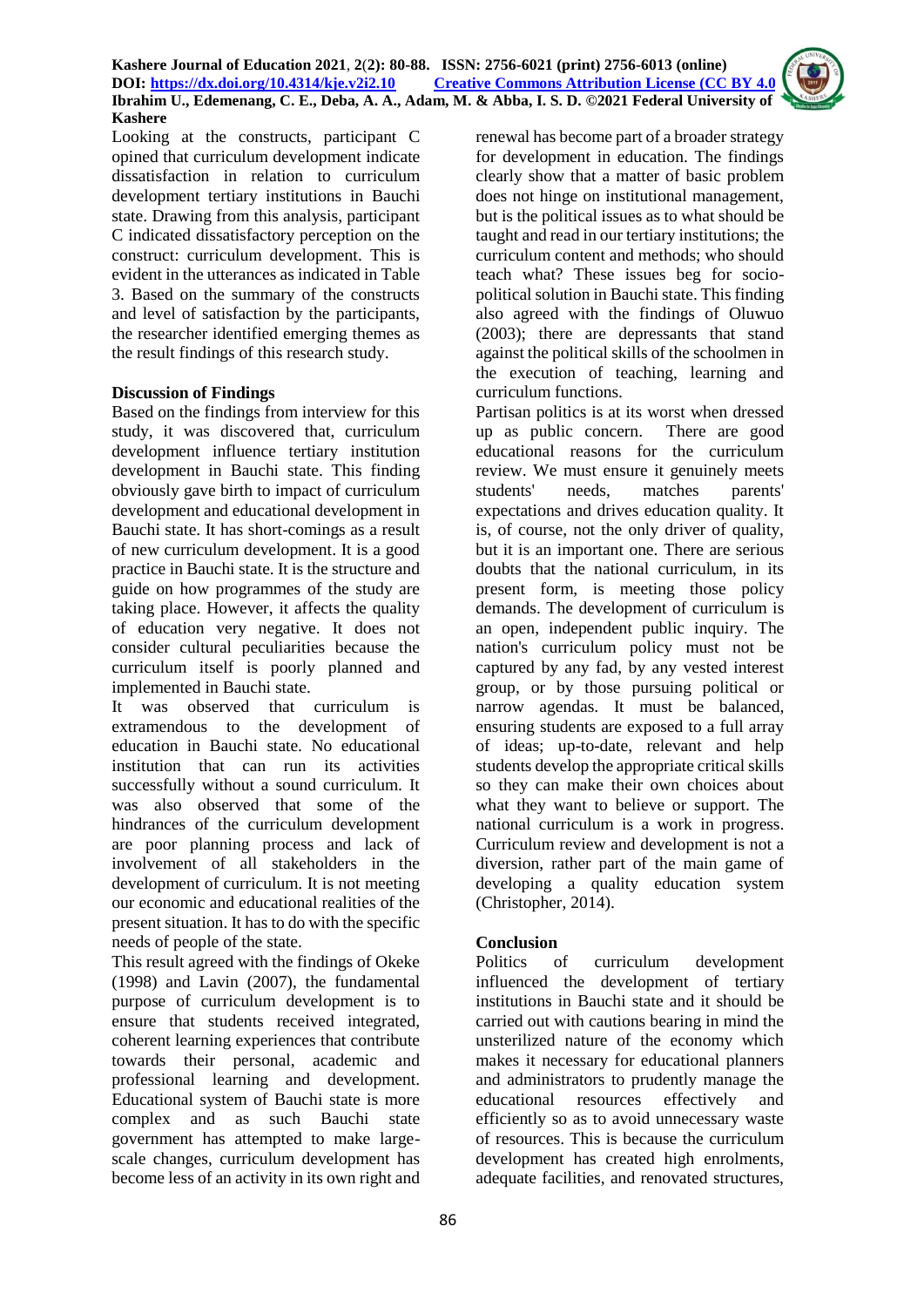Looking at the constructs, participant C opined that curriculum development indicate dissatisfaction in relation to curriculum development tertiary institutions in Bauchi state. Drawing from this analysis, participant C indicated dissatisfactory perception on the construct: curriculum development. This is evident in the utterances as indicated in Table 3. Based on the summary of the constructs and level of satisfaction by the participants, the researcher identified emerging themes as the result findings of this research study.

## Discussion of Findings

Based on the findings from interview for this study, it was discovered that, curriculum development influence tertiary institution development in Bauchi state. This finding obviously gave birth to impact of curriculum development and educational development in Bauchi state. It has short-comings as a result of new curriculum development. It is a good practice in Bauchi state. It is the structure and guide on how programmes of the study are taking place. However, it affects the quality of education very negative. It does not consider cultural peculiarities because the curriculum itself is poorly planned and implemented in Bauchi state.

It was observed that curriculum is extramendous to the development of education in Bauchi state. No educational institution that can run its activities successfully without a sound curriculum. It was also observed that some of the hindrances of the curriculum development are poor planning process and lack of involvement of all stakeholders in the development of curriculum. It is not meeting our economic and educational realities of the present situation. It has to do with the specific needs of people of the state.

This result agreed with the findings of Okeke (1998) and Lavin (2007), the fundamental purpose of curriculum development is to ensure that students received integrated, coherent learning experiences that contribute towards their personal, academic and professional learning and development. Educational system of Bauchi state is more complex and as such Bauchi state government has attempted to make large-scale changes, curriculum development has become less of an activity in its own right and renewal has become part of a broader strategy for development in education. The findings clearly show that a matter of basic problem does not hinge on institutional management, but is the political issues as to what should be taught and read in our tertiary institutions; the curriculum content and methods; who should teach what? These issues beg for socio-political solution in Bauchi state. This finding also agreed with the findings of Oluwuo (2003); there are depressants that stand against the political skills of the schoolmen in the execution of teaching, learning and curriculum functions.

Partisan politics is at its worst when dressed up as public concern. There are good educational reasons for the curriculum review. We must ensure it genuinely meets students' needs, matches parents' expectations and drives education quality. It is, of course, not the only driver of quality, but it is an important one. There are serious doubts that the national curriculum, in its present form, is meeting those policy demands. The development of curriculum is an open, independent public inquiry. The nation's curriculum policy must not be captured by any fad, by any vested interest group, or by those pursuing political or narrow agendas. It must be balanced, ensuring students are exposed to a full array of ideas; up-to-date, relevant and help students develop the appropriate critical skills so they can make their own choices about what they want to believe or support. The national curriculum is a work in progress. Curriculum review and development is not a diversion, rather part of the main game of developing a quality education system (Christopher, 2014).

## Conclusion

Politics of curriculum development influenced the development of tertiary institutions in Bauchi state and it should be carried out with cautions bearing in mind the unsterilized nature of the economy which makes it necessary for educational planners and administrators to prudently manage the educational resources effectively and efficiently so as to avoid unnecessary waste of resources. This is because the curriculum development has created high enrolments, adequate facilities, and renovated structures,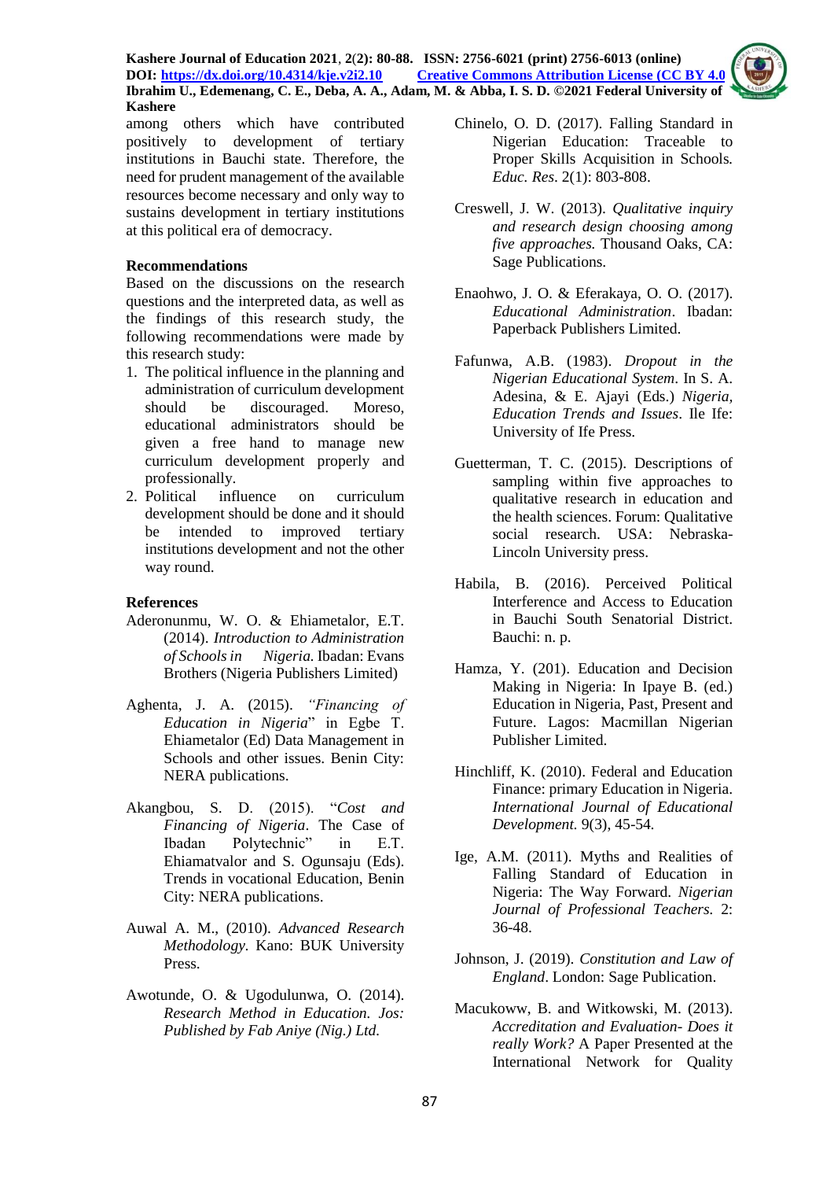among others which have contributed positively to development of tertiary institutions in Bauchi state. Therefore, the need for prudent management of the available resources become necessary and only way to sustains development in tertiary institutions at this political era of democracy.

## Recommendations

Based on the discussions on the research questions and the interpreted data, as well as the findings of this research study, the following recommendations were made by this research study:

1. The political influence in the planning and administration of curriculum development should be discouraged. Moreso, educational administrators should be given a free hand to manage new curriculum development properly and professionally.
2. Political influence on curriculum development should be done and it should be intended to improved tertiary institutions development and not the other way round.

## References

Aderonunmu, W. O. & Ehiametalor, E.T. (2014). *Introduction to Administration of Schools in Nigeria.* Ibadan: Evans Brothers (Nigeria Publishers Limited)

Aghenta, J. A. (2015). *"Financing of Education in Nigeria*" in Egbe T. Ehiametalor (Ed) Data Management in Schools and other issues. Benin City: NERA publications.

Akangbou, S. D. (2015). "*Cost and Financing of Nigeria*. The Case of Ibadan Polytechnic" in E.T. Ehiamatvalor and S. Ogunsaju (Eds). Trends in vocational Education, Benin City: NERA publications.

Auwal A. M., (2010). *Advanced Research Methodology.* Kano: BUK University Press.

Awotunde, O. & Ugodulunwa, O. (2014). *Research Method in Education. Jos: Published by Fab Aniye (Nig.) Ltd.*

Chinelo, O. D. (2017). Falling Standard in Nigerian Education: Traceable to Proper Skills Acquisition in Schools. *Educ. Res.* 2(1): 803-808.

Creswell, J. W. (2013). *Qualitative inquiry and research design choosing among five approaches.* Thousand Oaks, CA: Sage Publications.

Enaohwo, J. O. & Eferakaya, O. O. (2017). *Educational Administration*. Ibadan: Paperback Publishers Limited.

Fafunwa, A.B. (1983). *Dropout in the Nigerian Educational System*. In S. A. Adesina, & E. Ajayi (Eds.) *Nigeria, Education Trends and Issues*. Ile Ife: University of Ife Press.

Guetterman, T. C. (2015). Descriptions of sampling within five approaches to qualitative research in education and the health sciences. Forum: Qualitative social research. USA: Nebraska-Lincoln University press.

Habila, B. (2016). Perceived Political Interference and Access to Education in Bauchi South Senatorial District. Bauchi: n. p.

Hamza, Y. (201). Education and Decision Making in Nigeria: In Ipaye B. (ed.) Education in Nigeria, Past, Present and Future. Lagos: Macmillan Nigerian Publisher Limited.

Hinchliff, K. (2010). Federal and Education Finance: primary Education in Nigeria. *International Journal of Educational Development.* 9(3), 45-54.

Ige, A.M. (2011). Myths and Realities of Falling Standard of Education in Nigeria: The Way Forward. *Nigerian Journal of Professional Teachers.* 2: 36-48.

Johnson, J. (2019). *Constitution and Law of England*. London: Sage Publication.

Macukoww, B. and Witkowski, M. (2013). *Accreditation and Evaluation- Does it really Work?* A Paper Presented at the International Network for Quality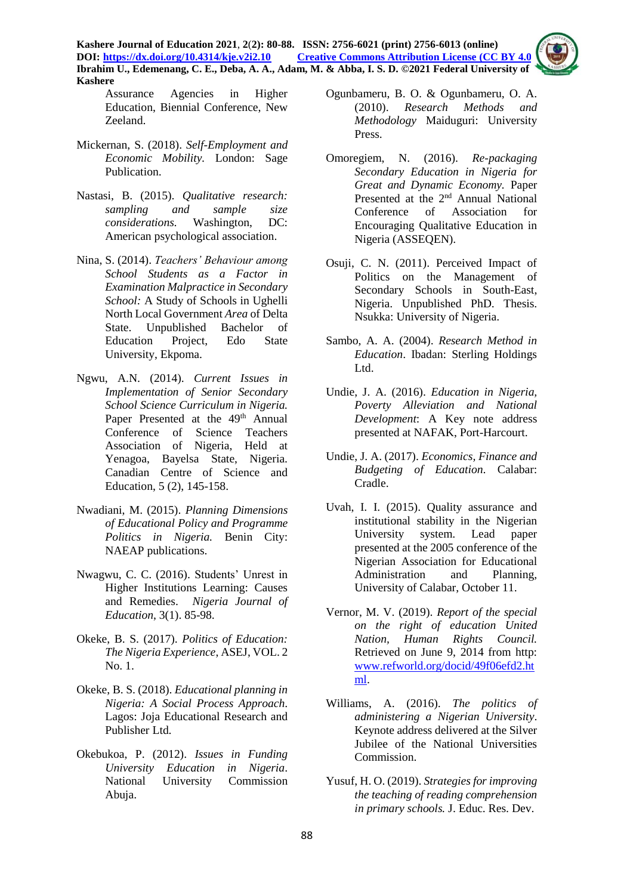Assurance Agencies in Higher Education, Biennial Conference, New Zeeland.

Mickernan, S. (2018). *Self-Employment and Economic Mobility.* London: Sage Publication.

Nastasi, B. (2015). *Qualitative research: sampling and sample size considerations.* Washington, DC: American psychological association.

Nina, S. (2014). *Teachers' Behaviour among School Students as a Factor in Examination Malpractice in Secondary School:* A Study of Schools in Ughelli North Local Government *Area* of Delta State. Unpublished Bachelor of Education Project, Edo State University, Ekpoma.

Ngwu, A.N. (2014). *Current Issues in Implementation of Senior Secondary School Science Curriculum in Nigeria.* Paper Presented at the 49th Annual Conference of Science Teachers Association of Nigeria, Held at Yenagoa, Bayelsa State, Nigeria. Canadian Centre of Science and Education, 5 (2), 145-158.

Nwadiani, M. (2015). *Planning Dimensions of Educational Policy and Programme Politics in Nigeria.* Benin City: NAEAP publications.

Nwagwu, C. C. (2016). Students' Unrest in Higher Institutions Learning: Causes and Remedies. *Nigeria Journal of Education*, 3(1). 85-98.

Okeke, B. S. (2017). *Politics of Education: The Nigeria Experience*, ASEJ, VOL. 2 No. 1.

Okeke, B. S. (2018). *Educational planning in Nigeria: A Social Process Approach*. Lagos: Joja Educational Research and Publisher Ltd.

Okebukoa, P. (2012). *Issues in Funding University Education in Nigeria*. National University Commission Abuja.

Ogunbameru, B. O. & Ogunbameru, O. A. (2010). *Research Methods and Methodology* Maiduguri: University Press.

Omoregiem, N. (2016). *Re-packaging Secondary Education in Nigeria for Great and Dynamic Economy.* Paper Presented at the 2nd Annual National Conference of Association for Encouraging Qualitative Education in Nigeria (ASSEQEN).

Osuji, C. N. (2011). Perceived Impact of Politics on the Management of Secondary Schools in South-East, Nigeria. Unpublished PhD. Thesis. Nsukka: University of Nigeria.

Sambo, A. A. (2004). *Research Method in Education*. Ibadan: Sterling Holdings Ltd.

Undie, J. A. (2016). *Education in Nigeria, Poverty Alleviation and National Development*: A Key note address presented at NAFAK, Port-Harcourt.

Undie, J. A. (2017). *Economics, Finance and Budgeting of Education.* Calabar: Cradle.

Uvah, I. I. (2015). Quality assurance and institutional stability in the Nigerian University system. Lead paper presented at the 2005 conference of the Nigerian Association for Educational Administration and Planning, University of Calabar, October 11.

Vernor, M. V. (2019). *Report of the special on the right of education United Nation, Human Rights Council.* Retrieved on June 9, 2014 from http: www.refworld.org/docid/49f06efd2.html.

Williams, A. (2016). *The politics of administering a Nigerian University*. Keynote address delivered at the Silver Jubilee of the National Universities Commission.

Yusuf, H. O. (2019). *Strategies for improving the teaching of reading comprehension in primary schools.* J. Educ. Res. Dev.